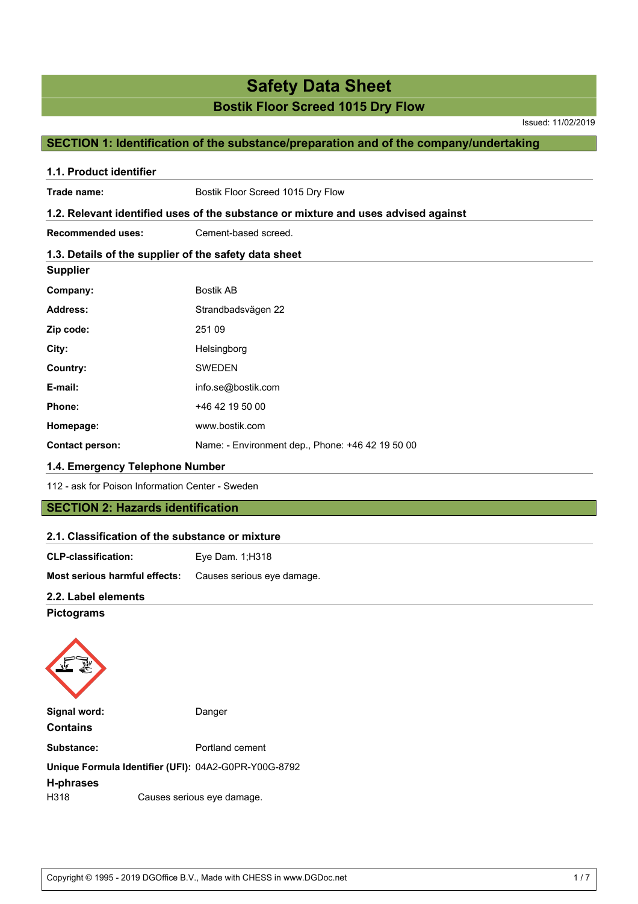# Safety Data Sheet

## Bostik Floor Screed 1015 Dry Flow

Issued: 11/02/2019

## SECTION 1: Identification of the substance/preparation and of the company/undertaking

### 1.1. Product identifier

| | |
|---|---|
| **Trade name:** | Bostik Floor Screed 1015 Dry Flow |

### 1.2. Relevant identified uses of the substance or mixture and uses advised against

| | |
|---|---|
| **Recommended uses:** | Cement-based screed. |

### 1.3. Details of the supplier of the safety data sheet

**Supplier**

| | |
|---|---|
| **Company:** | Bostik AB |
| **Address:** | Strandbadsvägen 22 |
| **Zip code:** | 251 09 |
| **City:** | Helsingborg |
| **Country:** | SWEDEN |
| **E-mail:** | info.se@bostik.com |
| **Phone:** | +46 42 19 50 00 |
| **Homepage:** | www.bostik.com |
| **Contact person:** | Name: - Environment dep., Phone: +46 42 19 50 00 |

### 1.4. Emergency Telephone Number

112 - ask for Poison Information Center - Sweden

## SECTION 2: Hazards identification

### 2.1. Classification of the substance or mixture

| | |
|---|---|
| **CLP-classification:** | Eye Dam. 1;H318 |
| **Most serious harmful effects:** | Causes serious eye damage. |

### 2.2. Label elements

**Pictograms**

| | |
|---|---|
| **Signal word:** | Danger |

**Contains**

| | |
|---|---|
| **Substance:** | Portland cement |
| **Unique Formula Identifier (UFI):** | 04A2-G0PR-Y00G-8792 |

**H-phrases**

| | |
|---|---|
| H318 | Causes serious eye damage. |

Copyright © 1995 - 2019 DGOffice B.V., Made with CHESS in www.DGDoc.net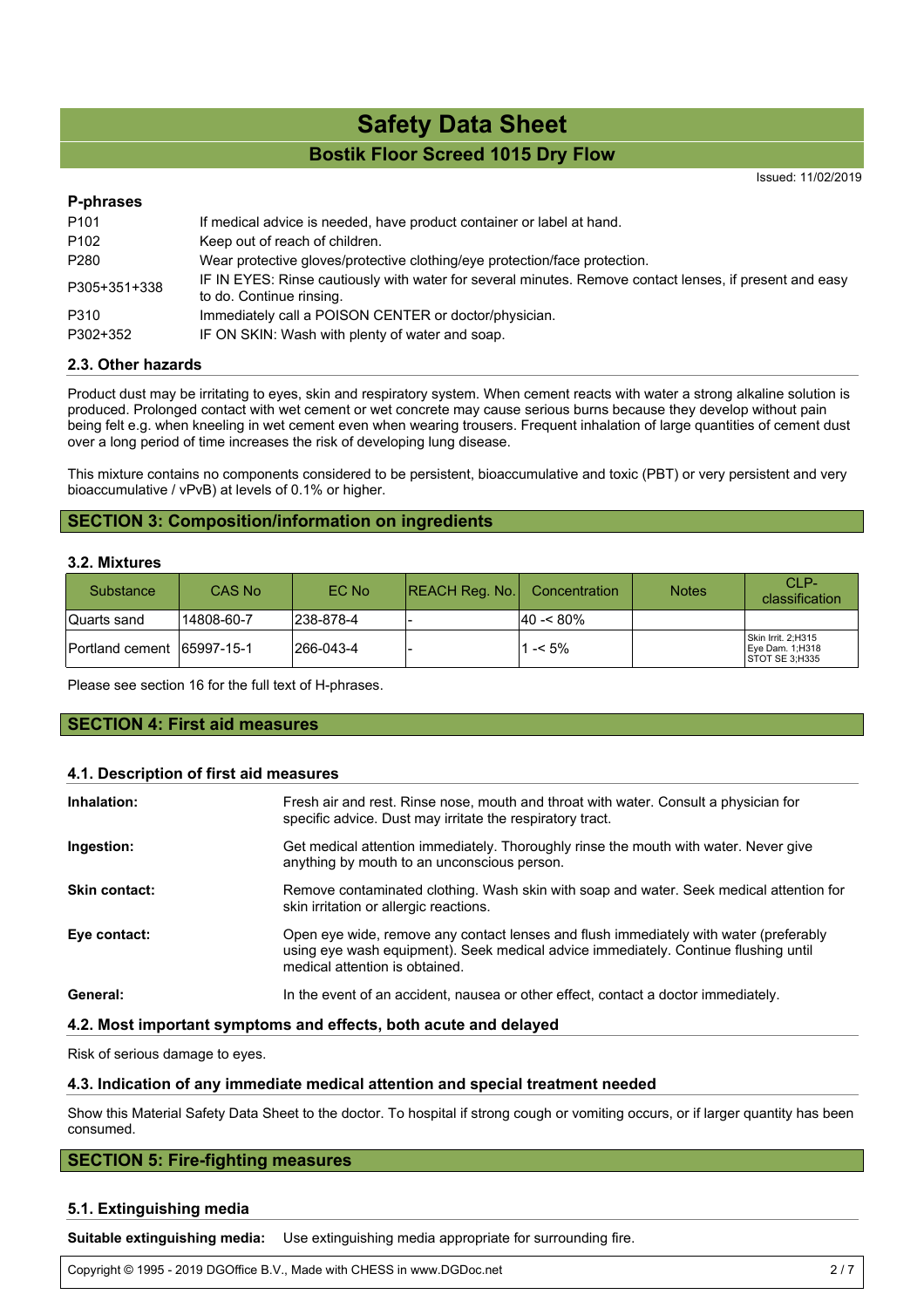### P-phrases

| | |
|---|---|
| P101 | If medical advice is needed, have product container or label at hand. |
| P102 | Keep out of reach of children. |
| P280 | Wear protective gloves/protective clothing/eye protection/face protection. |
| P305+351+338 | IF IN EYES: Rinse cautiously with water for several minutes. Remove contact lenses, if present and easy to do. Continue rinsing. |
| P310 | Immediately call a POISON CENTER or doctor/physician. |
| P302+352 | IF ON SKIN: Wash with plenty of water and soap. |

### 2.3. Other hazards

Product dust may be irritating to eyes, skin and respiratory system. When cement reacts with water a strong alkaline solution is produced. Prolonged contact with wet cement or wet concrete may cause serious burns because they develop without pain being felt e.g. when kneeling in wet cement even when wearing trousers. Frequent inhalation of large quantities of cement dust over a long period of time increases the risk of developing lung disease.

This mixture contains no components considered to be persistent, bioaccumulative and toxic (PBT) or very persistent and very bioaccumulative / vPvB) at levels of 0.1% or higher.

## SECTION 3: Composition/information on ingredients

### 3.2. Mixtures

| Substance | CAS No | EC No | REACH Reg. No. | Concentration | Notes | CLP-classification |
|---|---|---|---|---|---|---|
| Quarts sand | 14808-60-7 | 238-878-4 | - | 40 -< 80% | | |
| Portland cement | 65997-15-1 | 266-043-4 | - | 1 -< 5% | | Skin Irrit. 2;H315 Eye Dam. 1;H318 STOT SE 3;H335 |

Please see section 16 for the full text of H-phrases.

## SECTION 4: First aid measures

### 4.1. Description of first aid measures

**Inhalation:** Fresh air and rest. Rinse nose, mouth and throat with water. Consult a physician for specific advice. Dust may irritate the respiratory tract.

**Ingestion:** Get medical attention immediately. Thoroughly rinse the mouth with water. Never give anything by mouth to an unconscious person.

**Skin contact:** Remove contaminated clothing. Wash skin with soap and water. Seek medical attention for skin irritation or allergic reactions.

**Eye contact:** Open eye wide, remove any contact lenses and flush immediately with water (preferably using eye wash equipment). Seek medical advice immediately. Continue flushing until medical attention is obtained.

**General:** In the event of an accident, nausea or other effect, contact a doctor immediately.

### 4.2. Most important symptoms and effects, both acute and delayed

Risk of serious damage to eyes.

### 4.3. Indication of any immediate medical attention and special treatment needed

Show this Material Safety Data Sheet to the doctor. To hospital if strong cough or vomiting occurs, or if larger quantity has been consumed.

## SECTION 5: Fire-fighting measures

### 5.1. Extinguishing media

**Suitable extinguishing media:** Use extinguishing media appropriate for surrounding fire.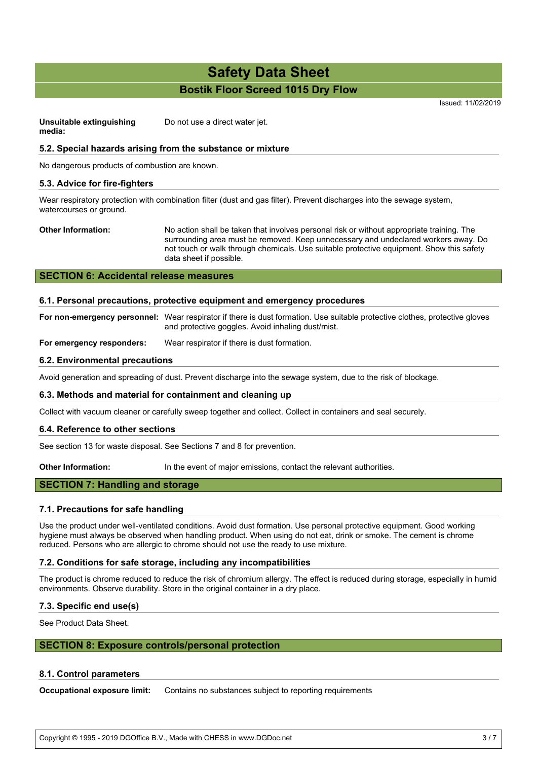**Unsuitable extinguishing media:** Do not use a direct water jet.

### 5.2. Special hazards arising from the substance or mixture

No dangerous products of combustion are known.

### 5.3. Advice for fire-fighters

Wear respiratory protection with combination filter (dust and gas filter). Prevent discharges into the sewage system, watercourses or ground.

**Other Information:** No action shall be taken that involves personal risk or without appropriate training. The surrounding area must be removed. Keep unnecessary and undeclared workers away. Do not touch or walk through chemicals. Use suitable protective equipment. Show this safety data sheet if possible.

## SECTION 6: Accidental release measures

### 6.1. Personal precautions, protective equipment and emergency procedures

**For non-emergency personnel:** Wear respirator if there is dust formation. Use suitable protective clothes, protective gloves and protective goggles. Avoid inhaling dust/mist.

**For emergency responders:** Wear respirator if there is dust formation.

### 6.2. Environmental precautions

Avoid generation and spreading of dust. Prevent discharge into the sewage system, due to the risk of blockage.

### 6.3. Methods and material for containment and cleaning up

Collect with vacuum cleaner or carefully sweep together and collect. Collect in containers and seal securely.

### 6.4. Reference to other sections

See section 13 for waste disposal. See Sections 7 and 8 for prevention.

**Other Information:** In the event of major emissions, contact the relevant authorities.

## SECTION 7: Handling and storage

### 7.1. Precautions for safe handling

Use the product under well-ventilated conditions. Avoid dust formation. Use personal protective equipment. Good working hygiene must always be observed when handling product. When using do not eat, drink or smoke. The cement is chrome reduced. Persons who are allergic to chrome should not use the ready to use mixture.

### 7.2. Conditions for safe storage, including any incompatibilities

The product is chrome reduced to reduce the risk of chromium allergy. The effect is reduced during storage, especially in humid environments. Observe durability. Store in the original container in a dry place.

### 7.3. Specific end use(s)

See Product Data Sheet.

## SECTION 8: Exposure controls/personal protection

### 8.1. Control parameters

**Occupational exposure limit:** Contains no substances subject to reporting requirements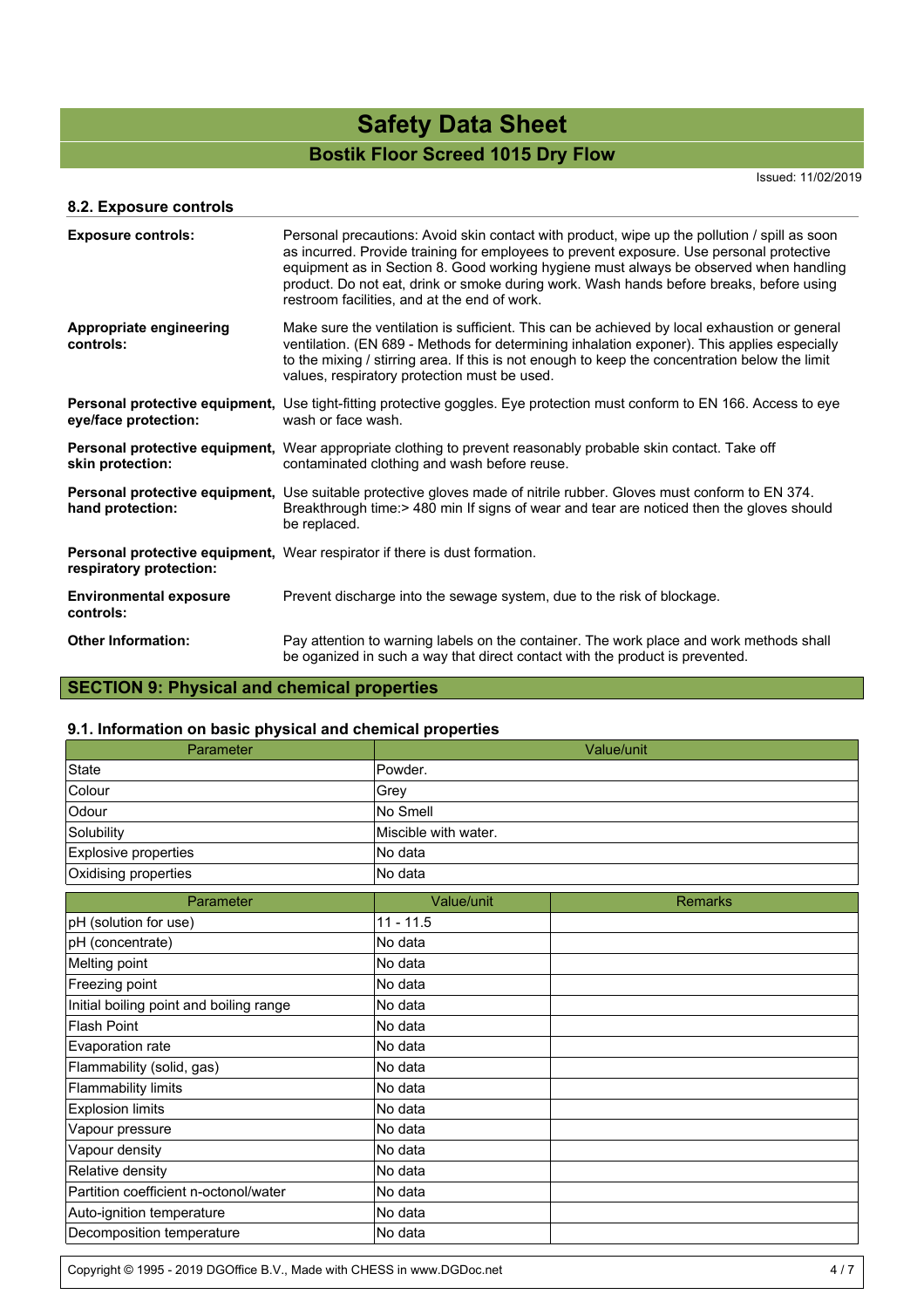### 8.2. Exposure controls

**Exposure controls:** Personal precautions: Avoid skin contact with product, wipe up the pollution / spill as soon as incurred. Provide training for employees to prevent exposure. Use personal protective equipment as in Section 8. Good working hygiene must always be observed when handling product. Do not eat, drink or smoke during work. Wash hands before breaks, before using restroom facilities, and at the end of work.

**Appropriate engineering controls:** Make sure the ventilation is sufficient. This can be achieved by local exhaustion or general ventilation. (EN 689 - Methods for determining inhalation exponer). This applies especially to the mixing / stirring area. If this is not enough to keep the concentration below the limit values, respiratory protection must be used.

**Personal protective equipment, eye/face protection:** Use tight-fitting protective goggles. Eye protection must conform to EN 166. Access to eye wash or face wash.

**Personal protective equipment, skin protection:** Wear appropriate clothing to prevent reasonably probable skin contact. Take off contaminated clothing and wash before reuse.

**Personal protective equipment, hand protection:** Use suitable protective gloves made of nitrile rubber. Gloves must conform to EN 374. Breakthrough time:> 480 min If signs of wear and tear are noticed then the gloves should be replaced.

**Personal protective equipment, respiratory protection:** Wear respirator if there is dust formation.

**Environmental exposure controls:** Prevent discharge into the sewage system, due to the risk of blockage.

**Other Information:** Pay attention to warning labels on the container. The work place and work methods shall be oganized in such a way that direct contact with the product is prevented.

## SECTION 9: Physical and chemical properties

### 9.1. Information on basic physical and chemical properties

| Parameter | Value/unit |
|---|---|
| State | Powder. |
| Colour | Grey |
| Odour | No Smell |
| Solubility | Miscible with water. |
| Explosive properties | No data |
| Oxidising properties | No data |

| Parameter | Value/unit | Remarks |
|---|---|---|
| pH (solution for use) | 11 - 11.5 | |
| pH (concentrate) | No data | |
| Melting point | No data | |
| Freezing point | No data | |
| Initial boiling point and boiling range | No data | |
| Flash Point | No data | |
| Evaporation rate | No data | |
| Flammability (solid, gas) | No data | |
| Flammability limits | No data | |
| Explosion limits | No data | |
| Vapour pressure | No data | |
| Vapour density | No data | |
| Relative density | No data | |
| Partition coefficient n-octonol/water | No data | |
| Auto-ignition temperature | No data | |
| Decomposition temperature | No data | |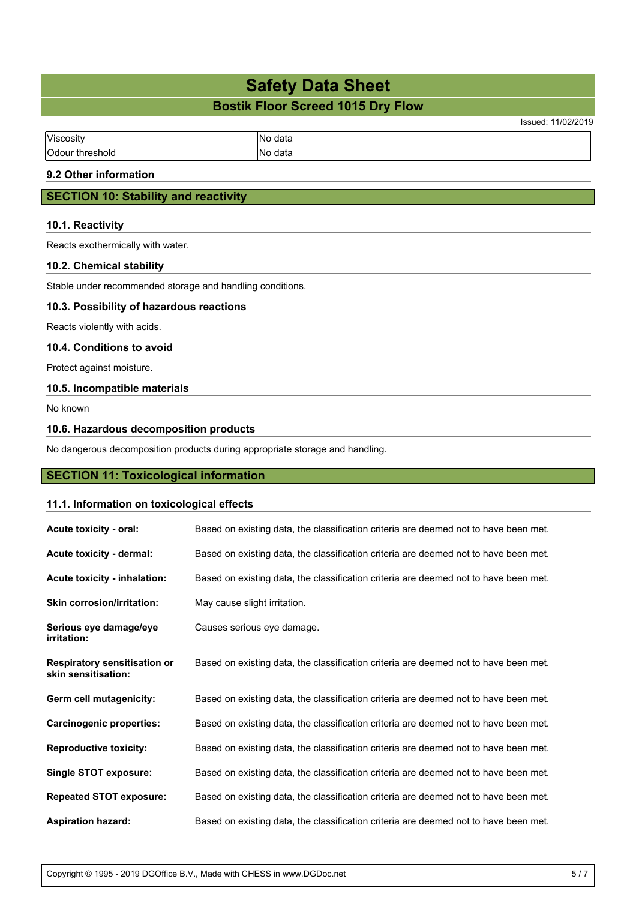| Viscosity | No data | |
|---|---|---|
| Odour threshold | No data | |

### 9.2 Other information

## SECTION 10: Stability and reactivity

### 10.1. Reactivity

Reacts exothermically with water.

### 10.2. Chemical stability

Stable under recommended storage and handling conditions.

### 10.3. Possibility of hazardous reactions

Reacts violently with acids.

### 10.4. Conditions to avoid

Protect against moisture.

### 10.5. Incompatible materials

No known

### 10.6. Hazardous decomposition products

No dangerous decomposition products during appropriate storage and handling.

## SECTION 11: Toxicological information

### 11.1. Information on toxicological effects

**Acute toxicity - oral:** Based on existing data, the classification criteria are deemed not to have been met.

**Acute toxicity - dermal:** Based on existing data, the classification criteria are deemed not to have been met.

**Acute toxicity - inhalation:** Based on existing data, the classification criteria are deemed not to have been met.

**Skin corrosion/irritation:** May cause slight irritation.

**Serious eye damage/eye irritation:** Causes serious eye damage.

**Respiratory sensitisation or skin sensitisation:** Based on existing data, the classification criteria are deemed not to have been met.

**Germ cell mutagenicity:** Based on existing data, the classification criteria are deemed not to have been met.

**Carcinogenic properties:** Based on existing data, the classification criteria are deemed not to have been met.

**Reproductive toxicity:** Based on existing data, the classification criteria are deemed not to have been met.

**Single STOT exposure:** Based on existing data, the classification criteria are deemed not to have been met.

**Repeated STOT exposure:** Based on existing data, the classification criteria are deemed not to have been met.

**Aspiration hazard:** Based on existing data, the classification criteria are deemed not to have been met.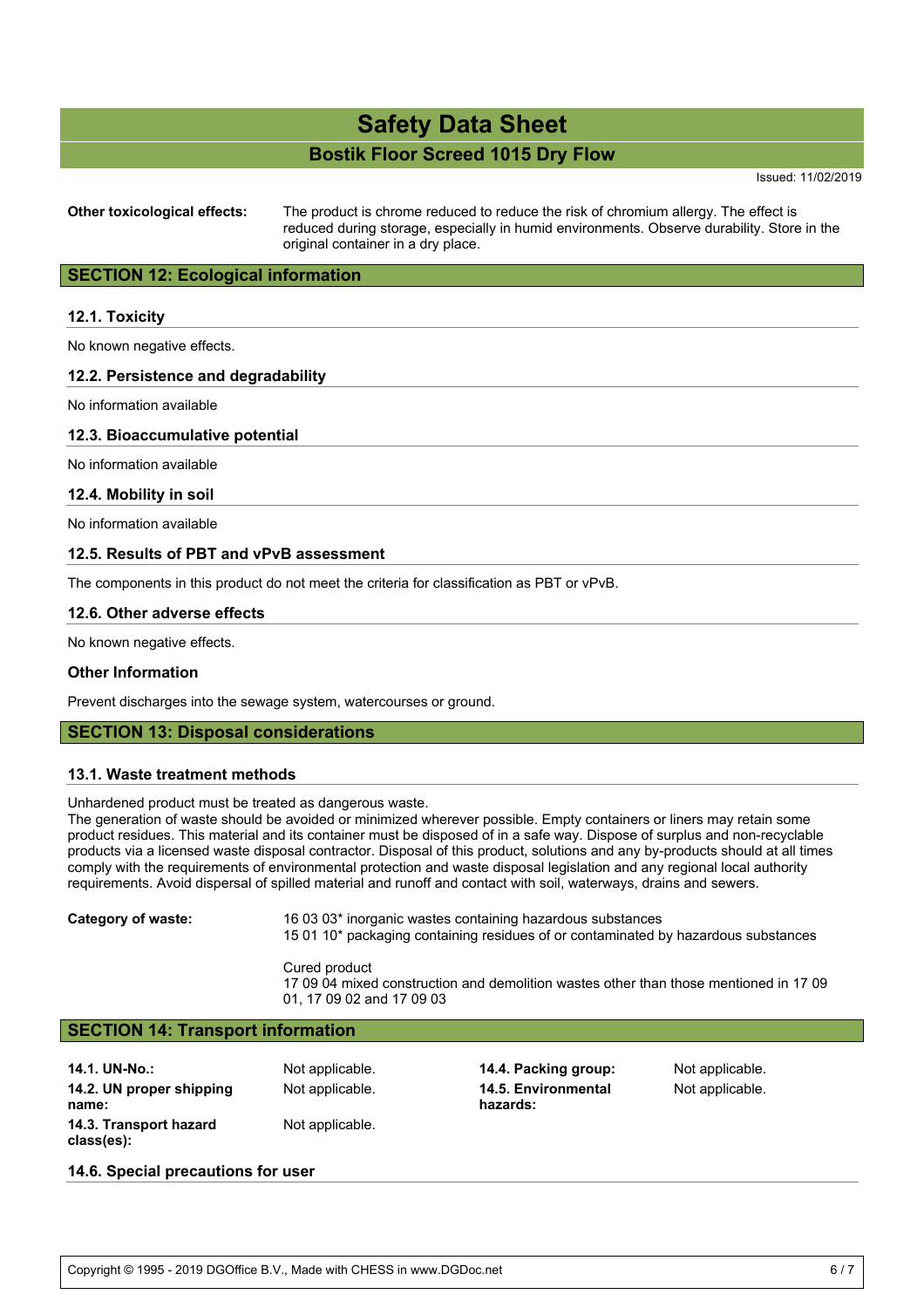**Other toxicological effects:** The product is chrome reduced to reduce the risk of chromium allergy. The effect is reduced during storage, especially in humid environments. Observe durability. Store in the original container in a dry place.

## SECTION 12: Ecological information

### 12.1. Toxicity

No known negative effects.

### 12.2. Persistence and degradability

No information available

### 12.3. Bioaccumulative potential

No information available

### 12.4. Mobility in soil

No information available

### 12.5. Results of PBT and vPvB assessment

The components in this product do not meet the criteria for classification as PBT or vPvB.

### 12.6. Other adverse effects

No known negative effects.

### Other Information

Prevent discharges into the sewage system, watercourses or ground.

## SECTION 13: Disposal considerations

### 13.1. Waste treatment methods

Unhardened product must be treated as dangerous waste.
The generation of waste should be avoided or minimized wherever possible. Empty containers or liners may retain some product residues. This material and its container must be disposed of in a safe way. Dispose of surplus and non-recyclable products via a licensed waste disposal contractor. Disposal of this product, solutions and any by-products should at all times comply with the requirements of environmental protection and waste disposal legislation and any regional local authority requirements. Avoid dispersal of spilled material and runoff and contact with soil, waterways, drains and sewers.

**Category of waste:**
16 03 03* inorganic wastes containing hazardous substances
15 01 10* packaging containing residues of or contaminated by hazardous substances

Cured product
17 09 04 mixed construction and demolition wastes other than those mentioned in 17 09 01, 17 09 02 and 17 09 03

## SECTION 14: Transport information

| | | | |
|---|---|---|---|
| **14.1. UN-No.:** | Not applicable. | **14.4. Packing group:** | Not applicable. |
| **14.2. UN proper shipping name:** | Not applicable. | **14.5. Environmental hazards:** | Not applicable. |
| **14.3. Transport hazard class(es):** | Not applicable. | | |

### 14.6. Special precautions for user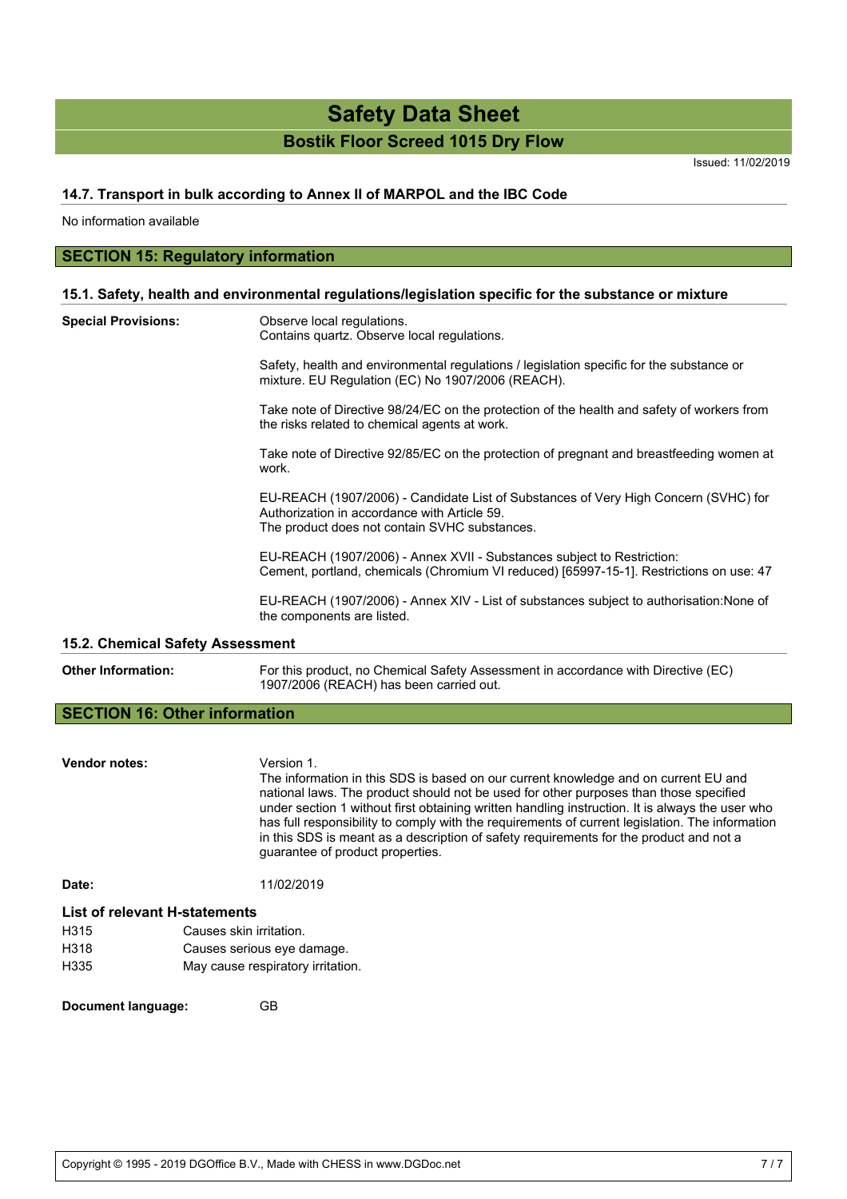### 14.7. Transport in bulk according to Annex II of MARPOL and the IBC Code

No information available

## SECTION 15: Regulatory information

### 15.1. Safety, health and environmental regulations/legislation specific for the substance or mixture

**Special Provisions:**

Observe local regulations.
Contains quartz. Observe local regulations.

Safety, health and environmental regulations / legislation specific for the substance or mixture. EU Regulation (EC) No 1907/2006 (REACH).

Take note of Directive 98/24/EC on the protection of the health and safety of workers from the risks related to chemical agents at work.

Take note of Directive 92/85/EC on the protection of pregnant and breastfeeding women at work.

EU-REACH (1907/2006) - Candidate List of Substances of Very High Concern (SVHC) for Authorization in accordance with Article 59.
The product does not contain SVHC substances.

EU-REACH (1907/2006) - Annex XVII - Substances subject to Restriction:
Cement, portland, chemicals (Chromium VI reduced) [65997-15-1]. Restrictions on use: 47

EU-REACH (1907/2006) - Annex XIV - List of substances subject to authorisation:None of the components are listed.

### 15.2. Chemical Safety Assessment

**Other Information:** For this product, no Chemical Safety Assessment in accordance with Directive (EC) 1907/2006 (REACH) has been carried out.

## SECTION 16: Other information

**Vendor notes:**

Version 1.
The information in this SDS is based on our current knowledge and on current EU and national laws. The product should not be used for other purposes than those specified under section 1 without first obtaining written handling instruction. It is always the user who has full responsibility to comply with the requirements of current legislation. The information in this SDS is meant as a description of safety requirements for the product and not a guarantee of product properties.

**Date:** 11/02/2019

### List of relevant H-statements

| | |
|---|---|
| H315 | Causes skin irritation. |
| H318 | Causes serious eye damage. |
| H335 | May cause respiratory irritation. |

**Document language:** GB